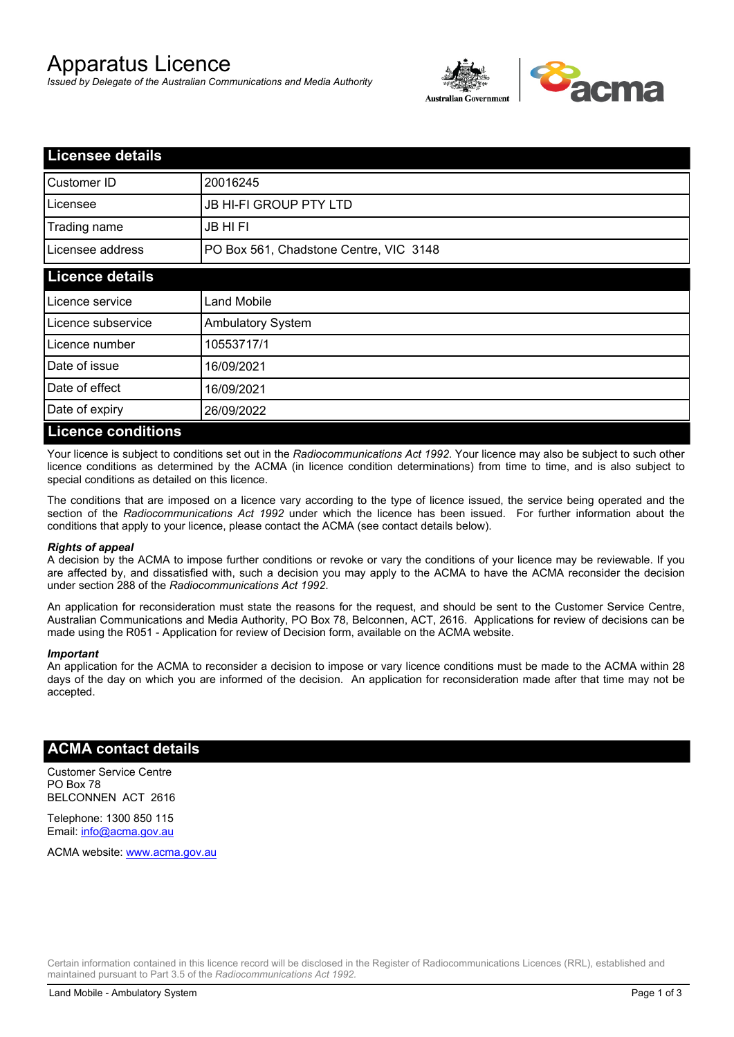# Apparatus Licence

*Issued by Delegate of the Australian Communications and Media Authority*

## Licensee details

| | |
|---|---|
| Customer ID | 20016245 |
| Licensee | JB HI-FI GROUP PTY LTD |
| Trading name | JB HI FI |
| Licensee address | PO Box 561, Chadstone Centre, VIC 3148 |

## Licence details

| | |
|---|---|
| Licence service | Land Mobile |
| Licence subservice | Ambulatory System |
| Licence number | 10553717/1 |
| Date of issue | 16/09/2021 |
| Date of effect | 16/09/2021 |
| Date of expiry | 26/09/2022 |

## Licence conditions

Your licence is subject to conditions set out in the *Radiocommunications Act 1992*. Your licence may also be subject to such other licence conditions as determined by the ACMA (in licence condition determinations) from time to time, and is also subject to special conditions as detailed on this licence.

The conditions that are imposed on a licence vary according to the type of licence issued, the service being operated and the section of the *Radiocommunications Act 1992* under which the licence has been issued. For further information about the conditions that apply to your licence, please contact the ACMA (see contact details below).

***Rights of appeal***

A decision by the ACMA to impose further conditions or revoke or vary the conditions of your licence may be reviewable. If you are affected by, and dissatisfied with, such a decision you may apply to the ACMA to have the ACMA reconsider the decision under section 288 of the *Radiocommunications Act 1992*.

An application for reconsideration must state the reasons for the request, and should be sent to the Customer Service Centre, Australian Communications and Media Authority, PO Box 78, Belconnen, ACT, 2616. Applications for review of decisions can be made using the R051 - Application for review of Decision form, available on the ACMA website.

***Important***

An application for the ACMA to reconsider a decision to impose or vary licence conditions must be made to the ACMA within 28 days of the day on which you are informed of the decision. An application for reconsideration made after that time may not be accepted.

## ACMA contact details

Customer Service Centre
PO Box 78
BELCONNEN ACT 2616

Telephone: 1300 850 115
Email: info@acma.gov.au

ACMA website: www.acma.gov.au

Certain information contained in this licence record will be disclosed in the Register of Radiocommunications Licences (RRL), established and maintained pursuant to Part 3.5 of the *Radiocommunications Act 1992.*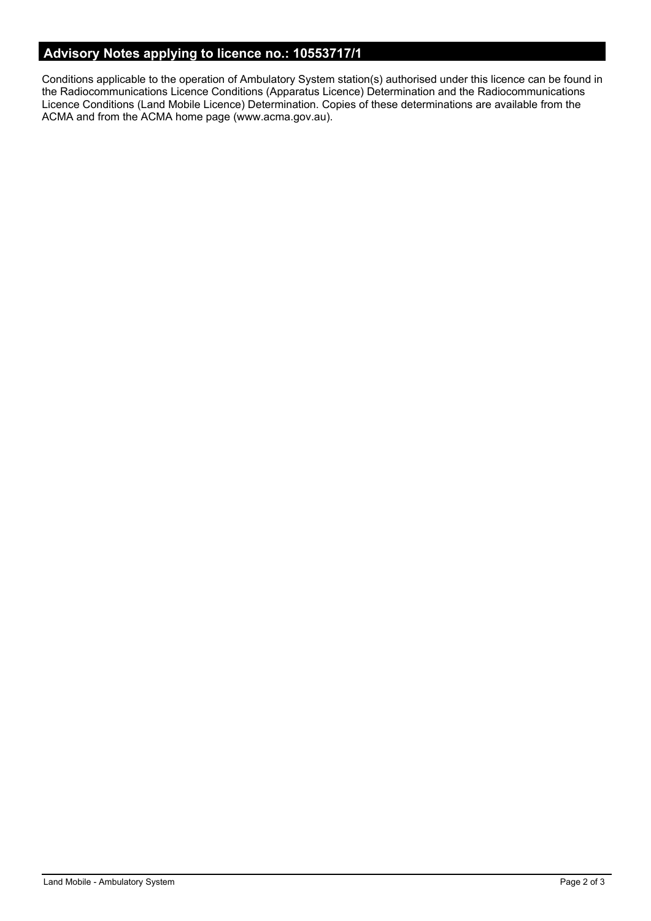## Advisory Notes applying to licence no.: 10553717/1

Conditions applicable to the operation of Ambulatory System station(s) authorised under this licence can be found in the Radiocommunications Licence Conditions (Apparatus Licence) Determination and the Radiocommunications Licence Conditions (Land Mobile Licence) Determination. Copies of these determinations are available from the ACMA and from the ACMA home page (www.acma.gov.au).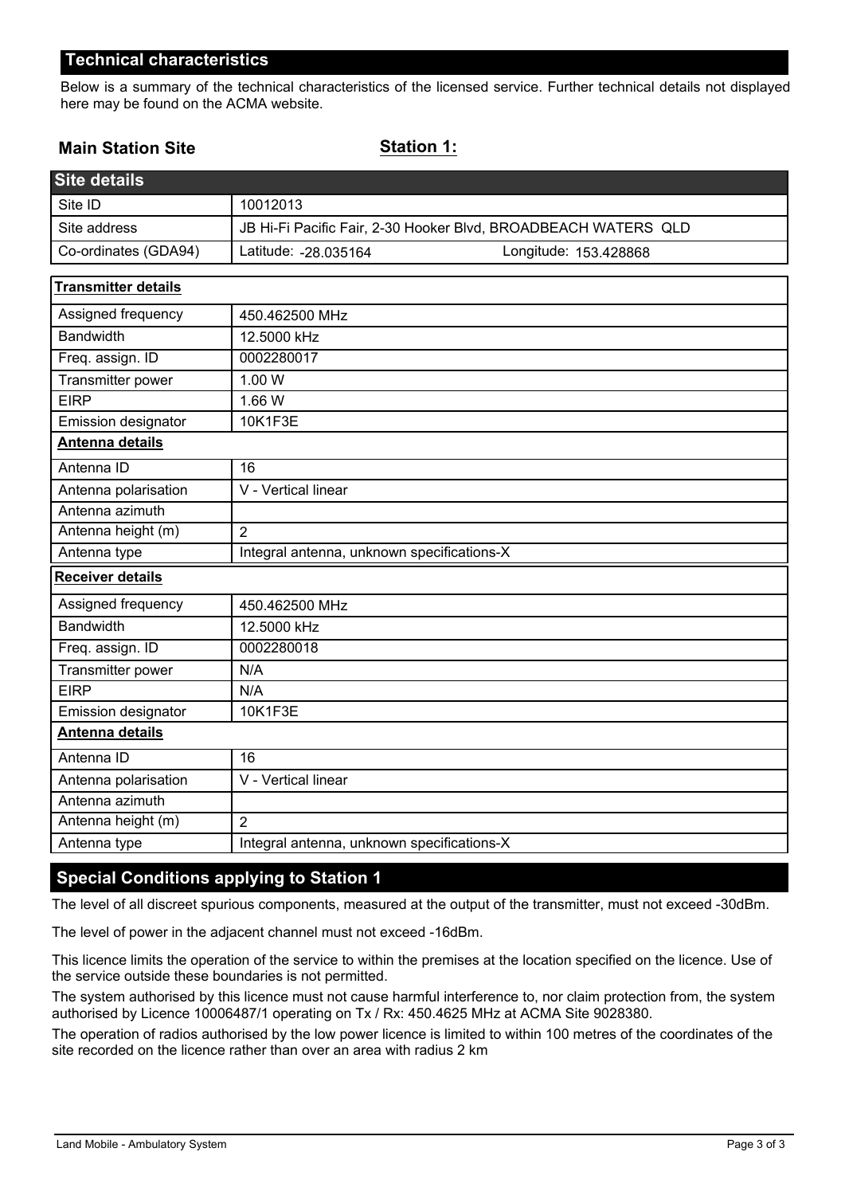## Technical characteristics

Below is a summary of the technical characteristics of the licensed service. Further technical details not displayed here may be found on the ACMA website.

**Main Station Site** **Station 1:**

| Site details | |
|---|---|
| Site ID | 10012013 |
| Site address | JB Hi-Fi Pacific Fair, 2-30 Hooker Blvd, BROADBEACH WATERS QLD |
| Co-ordinates (GDA94) | Latitude: -28.035164 Longitude: 153.428868 |

| **Transmitter details** | |
|---|---|
| Assigned frequency | 450.462500 MHz |
| Bandwidth | 12.5000 kHz |
| Freq. assign. ID | 0002280017 |
| Transmitter power | 1.00 W |
| EIRP | 1.66 W |
| Emission designator | 10K1F3E |
| **Antenna details** | |
| Antenna ID | 16 |
| Antenna polarisation | V - Vertical linear |
| Antenna azimuth | |
| Antenna height (m) | 2 |
| Antenna type | Integral antenna, unknown specifications-X |
| **Receiver details** | |
| Assigned frequency | 450.462500 MHz |
| Bandwidth | 12.5000 kHz |
| Freq. assign. ID | 0002280018 |
| Transmitter power | N/A |
| EIRP | N/A |
| Emission designator | 10K1F3E |
| **Antenna details** | |
| Antenna ID | 16 |
| Antenna polarisation | V - Vertical linear |
| Antenna azimuth | |
| Antenna height (m) | 2 |
| Antenna type | Integral antenna, unknown specifications-X |

## Special Conditions applying to Station 1

The level of all discreet spurious components, measured at the output of the transmitter, must not exceed -30dBm.

The level of power in the adjacent channel must not exceed -16dBm.

This licence limits the operation of the service to within the premises at the location specified on the licence. Use of the service outside these boundaries is not permitted.

The system authorised by this licence must not cause harmful interference to, nor claim protection from, the system authorised by Licence 10006487/1 operating on Tx / Rx: 450.4625 MHz at ACMA Site 9028380.

The operation of radios authorised by the low power licence is limited to within 100 metres of the coordinates of the site recorded on the licence rather than over an area with radius 2 km